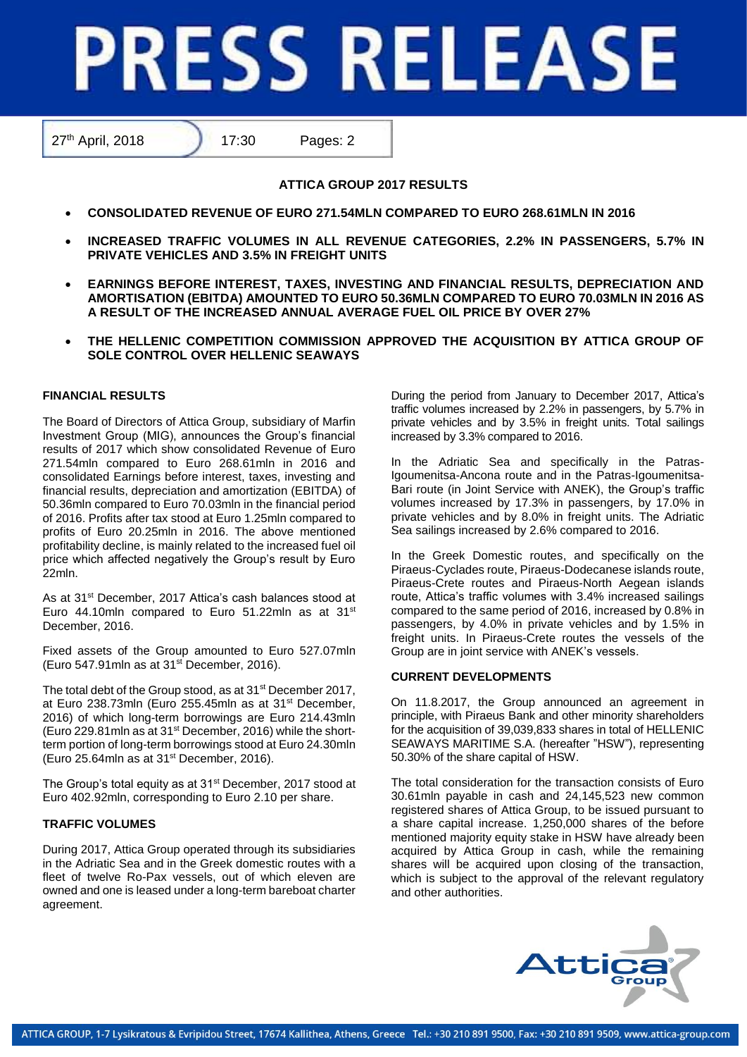# PRESS RELEASE

27th April, 2018 | 17:30 | Pages: 2

## ATTICA GROUP 2017 RESULTS

- **CONSOLIDATED REVENUE OF EURO 271.54MLN COMPARED TO EURO 268.61MLN IN 2016**
- **INCREASED TRAFFIC VOLUMES IN ALL REVENUE CATEGORIES, 2.2% IN PASSENGERS, 5.7% IN PRIVATE VEHICLES AND 3.5% IN FREIGHT UNITS**
- **EARNINGS BEFORE INTEREST, TAXES, INVESTING AND FINANCIAL RESULTS, DEPRECIATION AND AMORTISATION (EBITDA) AMOUNTED TO EURO 50.36MLN COMPARED TO EURO 70.03MLN IN 2016 AS A RESULT OF THE INCREASED ANNUAL AVERAGE FUEL OIL PRICE BY OVER 27%**
- **THE HELLENIC COMPETITION COMMISSION APPROVED THE ACQUISITION BY ATTICA GROUP OF SOLE CONTROL OVER HELLENIC SEAWAYS**

### FINANCIAL RESULTS

The Board of Directors of Attica Group, subsidiary of Marfin Investment Group (MIG), announces the Group's financial results of 2017 which show consolidated Revenue of Euro 271.54mln compared to Euro 268.61mln in 2016 and consolidated Earnings before interest, taxes, investing and financial results, depreciation and amortization (EBITDA) of 50.36mln compared to Euro 70.03mln in the financial period of 2016. Profits after tax stood at Euro 1.25mln compared to profits of Euro 20.25mln in 2016. The above mentioned profitability decline, is mainly related to the increased fuel oil price which affected negatively the Group's result by Euro 22mln.

As at 31st December, 2017 Attica's cash balances stood at Euro 44.10mln compared to Euro 51.22mln as at 31st December, 2016.

Fixed assets of the Group amounted to Euro 527.07mln (Euro 547.91mln as at 31st December, 2016).

The total debt of the Group stood, as at 31st December 2017, at Euro 238.73mln (Euro 255.45mln as at 31st December, 2016) of which long-term borrowings are Euro 214.43mln (Euro 229.81mln as at 31st December, 2016) while the short-term portion of long-term borrowings stood at Euro 24.30mln (Euro 25.64mln as at 31st December, 2016).

The Group's total equity as at 31st December, 2017 stood at Euro 402.92mln, corresponding to Euro 2.10 per share.

### TRAFFIC VOLUMES

During 2017, Attica Group operated through its subsidiaries in the Adriatic Sea and in the Greek domestic routes with a fleet of twelve Ro-Pax vessels, out of which eleven are owned and one is leased under a long-term bareboat charter agreement.

During the period from January to December 2017, Attica's traffic volumes increased by 2.2% in passengers, by 5.7% in private vehicles and by 3.5% in freight units. Total sailings increased by 3.3% compared to 2016.

In the Adriatic Sea and specifically in the Patras-Igoumenitsa-Ancona route and in the Patras-Igoumenitsa-Bari route (in Joint Service with ANEK), the Group's traffic volumes increased by 17.3% in passengers, by 17.0% in private vehicles and by 8.0% in freight units. The Adriatic Sea sailings increased by 2.6% compared to 2016.

In the Greek Domestic routes, and specifically on the Piraeus-Cyclades route, Piraeus-Dodecanese islands route, Piraeus-Crete routes and Piraeus-North Aegean islands route, Attica's traffic volumes with 3.4% increased sailings compared to the same period of 2016, increased by 0.8% in passengers, by 4.0% in private vehicles and by 1.5% in freight units. In Piraeus-Crete routes the vessels of the Group are in joint service with ANEK's vessels.

### CURRENT DEVELOPMENTS

On 11.8.2017, the Group announced an agreement in principle, with Piraeus Bank and other minority shareholders for the acquisition of 39,039,833 shares in total of HELLENIC SEAWAYS MARITIME S.A. (hereafter "HSW"), representing 50.30% of the share capital of HSW.

The total consideration for the transaction consists of Euro 30.61mln payable in cash and 24,145,523 new common registered shares of Attica Group, to be issued pursuant to a share capital increase. 1,250,000 shares of the before mentioned majority equity stake in HSW have already been acquired by Attica Group in cash, while the remaining shares will be acquired upon closing of the transaction, which is subject to the approval of the relevant regulatory and other authorities.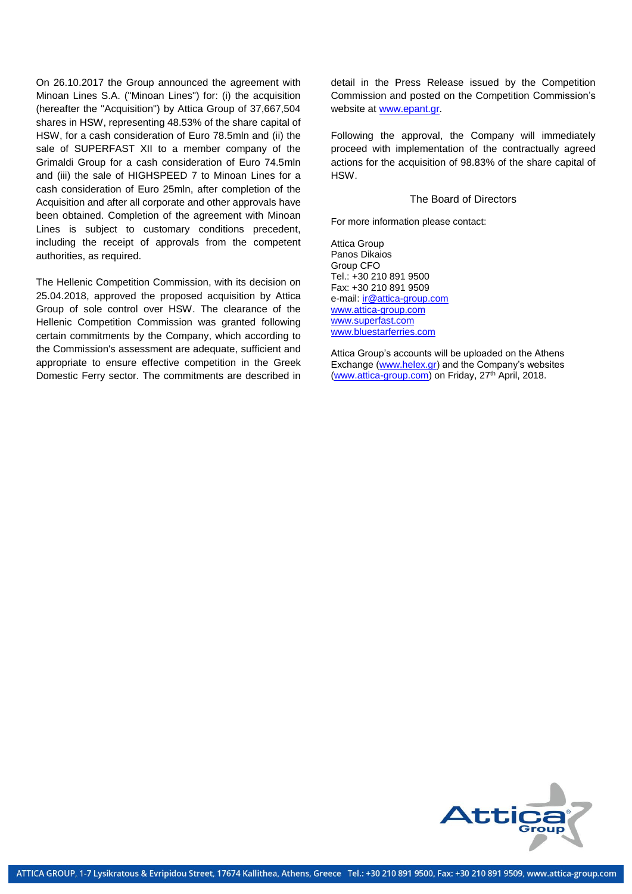On 26.10.2017 the Group announced the agreement with Minoan Lines S.A. ("Minoan Lines") for: (i) the acquisition (hereafter the "Acquisition") by Attica Group of 37,667,504 shares in HSW, representing 48.53% of the share capital of HSW, for a cash consideration of Euro 78.5mln and (ii) the sale of SUPERFAST XII to a member company of the Grimaldi Group for a cash consideration of Euro 74.5mln and (iii) the sale of HIGHSPEED 7 to Minoan Lines for a cash consideration of Euro 25mln, after completion of the Acquisition and after all corporate and other approvals have been obtained. Completion of the agreement with Minoan Lines is subject to customary conditions precedent, including the receipt of approvals from the competent authorities, as required.

The Hellenic Competition Commission, with its decision on 25.04.2018, approved the proposed acquisition by Attica Group of sole control over HSW. The clearance of the Hellenic Competition Commission was granted following certain commitments by the Company, which according to the Commission's assessment are adequate, sufficient and appropriate to ensure effective competition in the Greek Domestic Ferry sector. The commitments are described in detail in the Press Release issued by the Competition Commission and posted on the Competition Commission's website at www.epant.gr.

Following the approval, the Company will immediately proceed with implementation of the contractually agreed actions for the acquisition of 98.83% of the share capital of HSW.

The Board of Directors

For more information please contact:

Attica Group
Panos Dikaios
Group CFO
Tel.: +30 210 891 9500
Fax: +30 210 891 9509
e-mail: ir@attica-group.com
www.attica-group.com
www.superfast.com
www.bluestarferries.com

Attica Group's accounts will be uploaded on the Athens Exchange (www.helex.gr) and the Company's websites (www.attica-group.com) on Friday, 27th April, 2018.